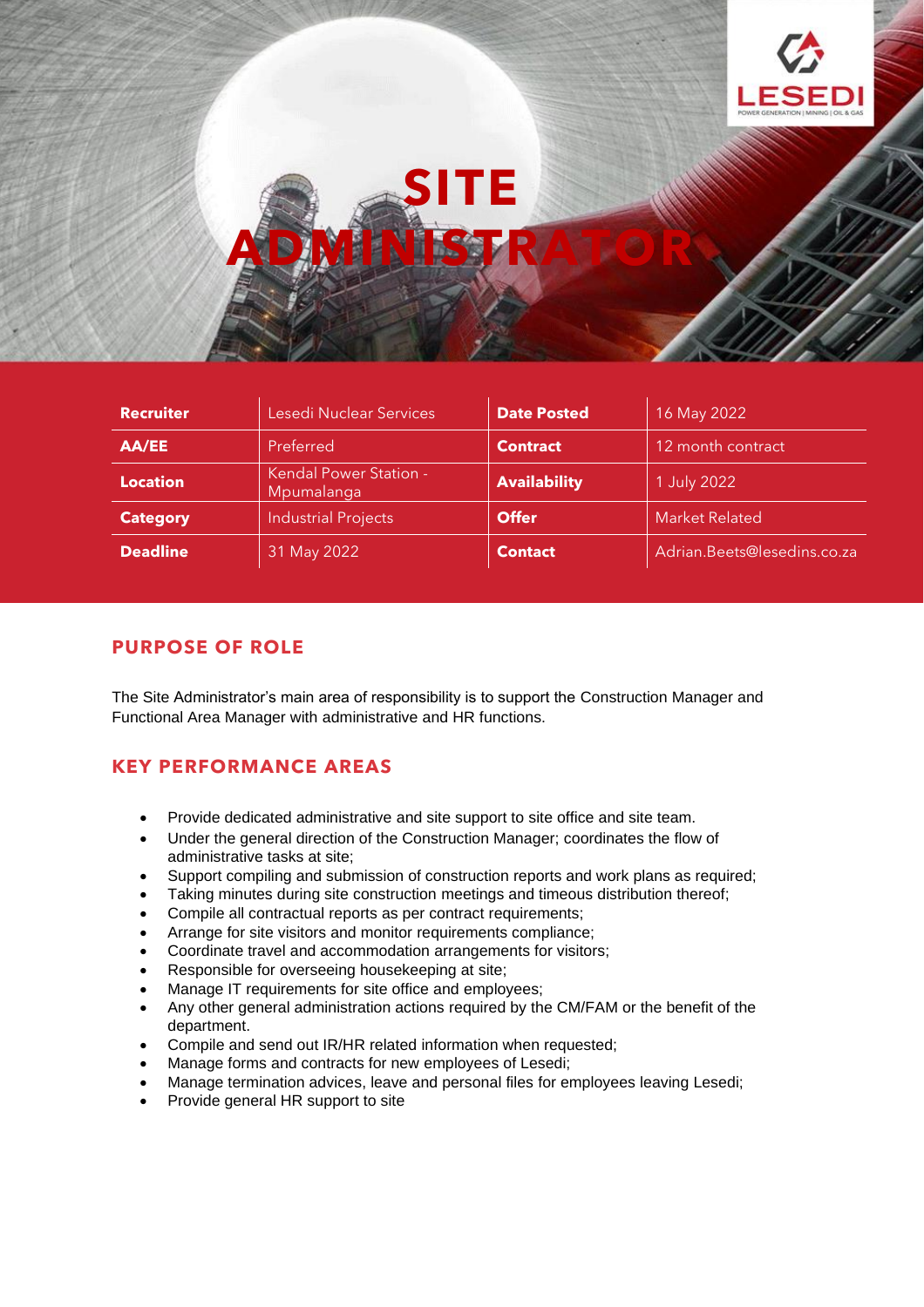# SITE ADMINISTRATOR

| Recruiter | Lesedi Nuclear Services | Date Posted | 16 May 2022 |
|---|---|---|---|
| AA/EE | Preferred | Contract | 12 month contract |
| Location | Kendal Power Station - Mpumalanga | Availability | 1 July 2022 |
| Category | Industrial Projects | Offer | Market Related |
| Deadline | 31 May 2022 | Contact | Adrian.Beets@lesedins.co.za |

## PURPOSE OF ROLE

The Site Administrator's main area of responsibility is to support the Construction Manager and Functional Area Manager with administrative and HR functions.

## KEY PERFORMANCE AREAS

- Provide dedicated administrative and site support to site office and site team.
- Under the general direction of the Construction Manager; coordinates the flow of administrative tasks at site;
- Support compiling and submission of construction reports and work plans as required;
- Taking minutes during site construction meetings and timeous distribution thereof;
- Compile all contractual reports as per contract requirements;
- Arrange for site visitors and monitor requirements compliance;
- Coordinate travel and accommodation arrangements for visitors;
- Responsible for overseeing housekeeping at site;
- Manage IT requirements for site office and employees;
- Any other general administration actions required by the CM/FAM or the benefit of the department.
- Compile and send out IR/HR related information when requested;
- Manage forms and contracts for new employees of Lesedi;
- Manage termination advices, leave and personal files for employees leaving Lesedi;
- Provide general HR support to site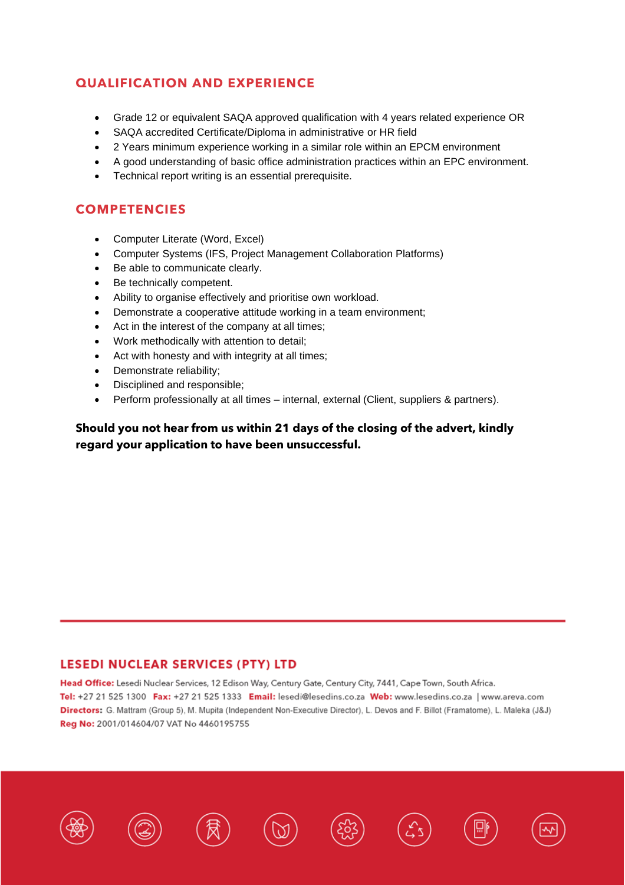## QUALIFICATION AND EXPERIENCE

- Grade 12 or equivalent SAQA approved qualification with 4 years related experience OR
- SAQA accredited Certificate/Diploma in administrative or HR field
- 2 Years minimum experience working in a similar role within an EPCM environment
- A good understanding of basic office administration practices within an EPC environment.
- Technical report writing is an essential prerequisite.

## COMPETENCIES

- Computer Literate (Word, Excel)
- Computer Systems (IFS, Project Management Collaboration Platforms)
- Be able to communicate clearly.
- Be technically competent.
- Ability to organise effectively and prioritise own workload.
- Demonstrate a cooperative attitude working in a team environment;
- Act in the interest of the company at all times;
- Work methodically with attention to detail;
- Act with honesty and with integrity at all times;
- Demonstrate reliability;
- Disciplined and responsible;
- Perform professionally at all times – internal, external (Client, suppliers & partners).

**Should you not hear from us within 21 days of the closing of the advert, kindly regard your application to have been unsuccessful.**

**LESEDI NUCLEAR SERVICES (PTY) LTD**

**Head Office:** Lesedi Nuclear Services, 12 Edison Way, Century Gate, Century City, 7441, Cape Town, South Africa.
**Tel:** +27 21 525 1300 **Fax:** +27 21 525 1333 **Email:** lesedi@lesedins.co.za **Web:** www.lesedins.co.za | www.areva.com
**Directors:** G. Mattram (Group 5), M. Mupita (Independent Non-Executive Director), L. Devos and F. Billot (Framatome), L. Maleka (J&J)
**Reg No:** 2001/014604/07 VAT No 4460195755